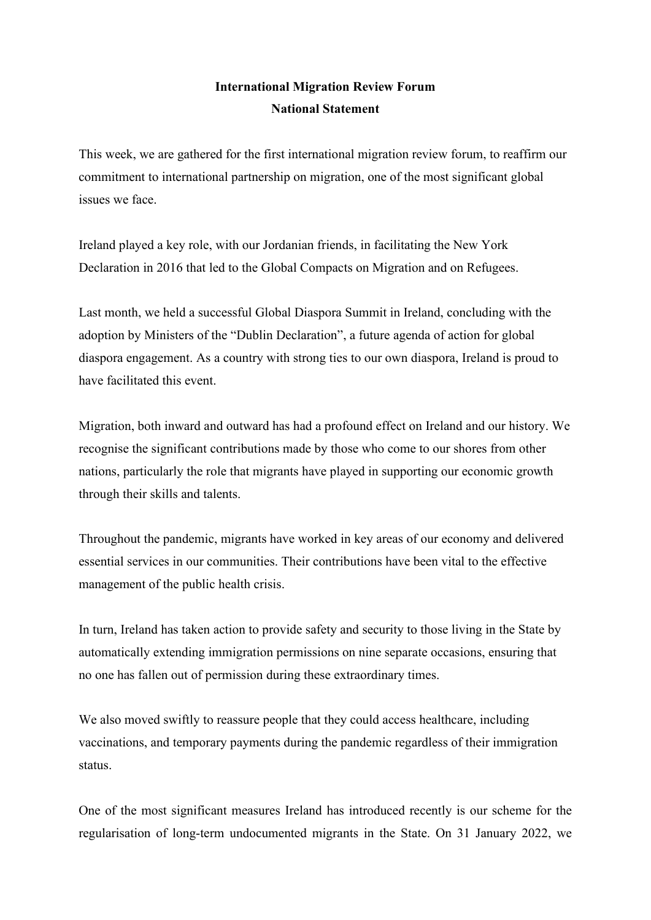**International Migration Review Forum**
**National Statement**

This week, we are gathered for the first international migration review forum, to reaffirm our commitment to international partnership on migration, one of the most significant global issues we face.

Ireland played a key role, with our Jordanian friends, in facilitating the New York Declaration in 2016 that led to the Global Compacts on Migration and on Refugees.

Last month, we held a successful Global Diaspora Summit in Ireland, concluding with the adoption by Ministers of the "Dublin Declaration", a future agenda of action for global diaspora engagement. As a country with strong ties to our own diaspora, Ireland is proud to have facilitated this event.

Migration, both inward and outward has had a profound effect on Ireland and our history. We recognise the significant contributions made by those who come to our shores from other nations, particularly the role that migrants have played in supporting our economic growth through their skills and talents.

Throughout the pandemic, migrants have worked in key areas of our economy and delivered essential services in our communities. Their contributions have been vital to the effective management of the public health crisis.

In turn, Ireland has taken action to provide safety and security to those living in the State by automatically extending immigration permissions on nine separate occasions, ensuring that no one has fallen out of permission during these extraordinary times.

We also moved swiftly to reassure people that they could access healthcare, including vaccinations, and temporary payments during the pandemic regardless of their immigration status.

One of the most significant measures Ireland has introduced recently is our scheme for the regularisation of long-term undocumented migrants in the State. On 31 January 2022, we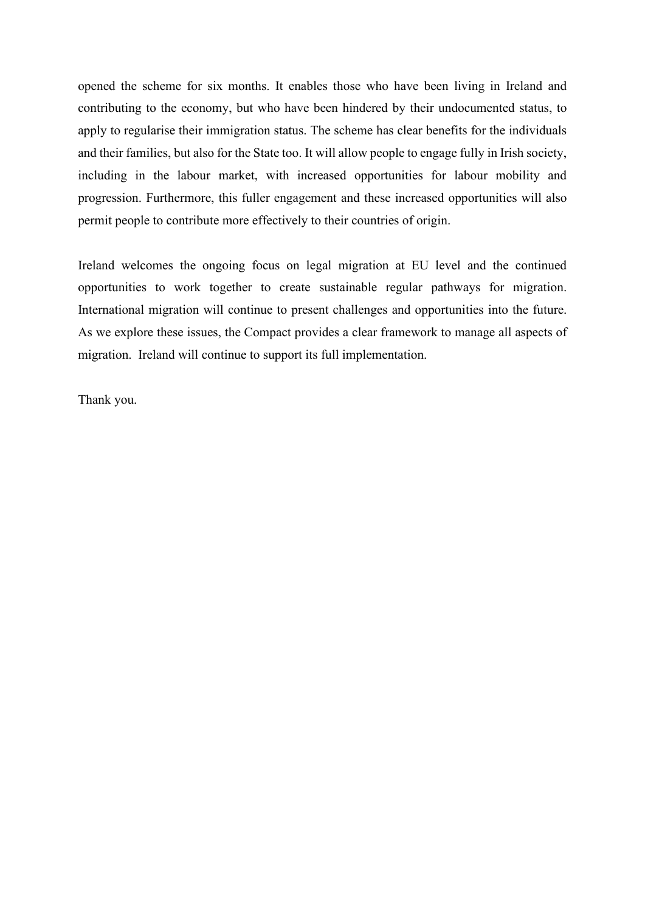opened the scheme for six months. It enables those who have been living in Ireland and contributing to the economy, but who have been hindered by their undocumented status, to apply to regularise their immigration status. The scheme has clear benefits for the individuals and their families, but also for the State too. It will allow people to engage fully in Irish society, including in the labour market, with increased opportunities for labour mobility and progression. Furthermore, this fuller engagement and these increased opportunities will also permit people to contribute more effectively to their countries of origin.

Ireland welcomes the ongoing focus on legal migration at EU level and the continued opportunities to work together to create sustainable regular pathways for migration. International migration will continue to present challenges and opportunities into the future. As we explore these issues, the Compact provides a clear framework to manage all aspects of migration. Ireland will continue to support its full implementation.

Thank you.